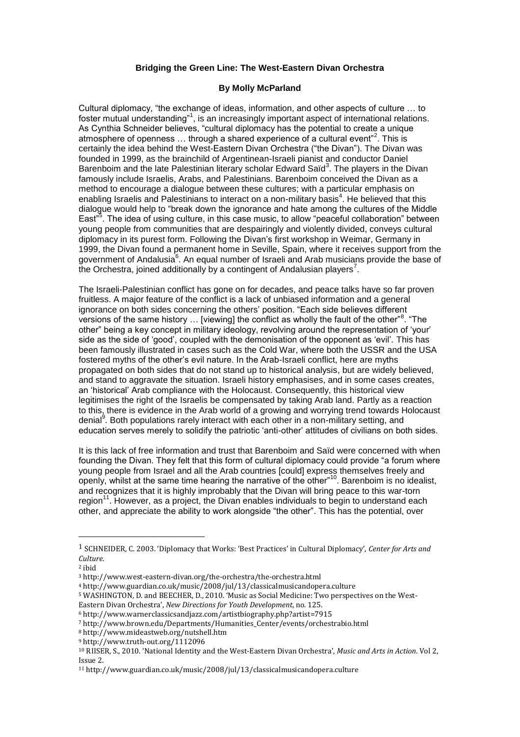**Bridging the Green Line: The West-Eastern Divan Orchestra**

**By Molly McParland**

Cultural diplomacy, "the exchange of ideas, information, and other aspects of culture … to foster mutual understanding"[1], is an increasingly important aspect of international relations. As Cynthia Schneider believes, "cultural diplomacy has the potential to create a unique atmosphere of openness … through a shared experience of a cultural event"[2]. This is certainly the idea behind the West-Eastern Divan Orchestra ("the Divan"). The Divan was founded in 1999, as the brainchild of Argentinean-Israeli pianist and conductor Daniel Barenboim and the late Palestinian literary scholar Edward Saïd[3]. The players in the Divan famously include Israelis, Arabs, and Palestinians. Barenboim conceived the Divan as a method to encourage a dialogue between these cultures; with a particular emphasis on enabling Israelis and Palestinians to interact on a non-military basis[4]. He believed that this dialogue would help to "break down the ignorance and hate among the cultures of the Middle East"[5]. The idea of using culture, in this case music, to allow "peaceful collaboration" between young people from communities that are despairingly and violently divided, conveys cultural diplomacy in its purest form. Following the Divan's first workshop in Weimar, Germany in 1999, the Divan found a permanent home in Seville, Spain, where it receives support from the government of Andalusia[6]. An equal number of Israeli and Arab musicians provide the base of the Orchestra, joined additionally by a contingent of Andalusian players[7].

The Israeli-Palestinian conflict has gone on for decades, and peace talks have so far proven fruitless. A major feature of the conflict is a lack of unbiased information and a general ignorance on both sides concerning the others' position. "Each side believes different versions of the same history … [viewing] the conflict as wholly the fault of the other"[8]. "The other" being a key concept in military ideology, revolving around the representation of 'your' side as the side of 'good', coupled with the demonisation of the opponent as 'evil'. This has been famously illustrated in cases such as the Cold War, where both the USSR and the USA fostered myths of the other's evil nature. In the Arab-Israeli conflict, here are myths propagated on both sides that do not stand up to historical analysis, but are widely believed, and stand to aggravate the situation. Israeli history emphasises, and in some cases creates, an 'historical' Arab compliance with the Holocaust. Consequently, this historical view legitimises the right of the Israelis be compensated by taking Arab land. Partly as a reaction to this, there is evidence in the Arab world of a growing and worrying trend towards Holocaust denial[9]. Both populations rarely interact with each other in a non-military setting, and education serves merely to solidify the patriotic 'anti-other' attitudes of civilians on both sides.

It is this lack of free information and trust that Barenboim and Saïd were concerned with when founding the Divan. They felt that this form of cultural diplomacy could provide "a forum where young people from Israel and all the Arab countries [could] express themselves freely and openly, whilst at the same time hearing the narrative of the other"[10]. Barenboim is no idealist, and recognizes that it is highly improbably that the Divan will bring peace to this war-torn region[11]. However, as a project, the Divan enables individuals to begin to understand each other, and appreciate the ability to work alongside "the other". This has the potential, over

---

[1] SCHNEIDER, C. 2003. 'Diplomacy that Works: 'Best Practices' in Cultural Diplomacy', *Center for Arts and Culture*.

[2] ibid

[3] http://www.west-eastern-divan.org/the-orchestra/the-orchestra.html

[4] http://www.guardian.co.uk/music/2008/jul/13/classicalmusicandopera.culture

[5] WASHINGTON, D. and BEECHER, D., 2010. 'Music as Social Medicine: Two perspectives on the West-Eastern Divan Orchestra', *New Directions for Youth Development*, no. 125.

[6] http://www.warnerclassicsandjazz.com/artistbiography.php?artist=7915

[7] http://www.brown.edu/Departments/Humanities_Center/events/orchestrabio.html

[8] http://www.mideastweb.org/nutshell.htm

[9] http://www.truth-out.org/1112096

[10] RIISER, S., 2010. 'National Identity and the West-Eastern Divan Orchestra', *Music and Arts in Action*. Vol 2, Issue 2.

[11] http://www.guardian.co.uk/music/2008/jul/13/classicalmusicandopera.culture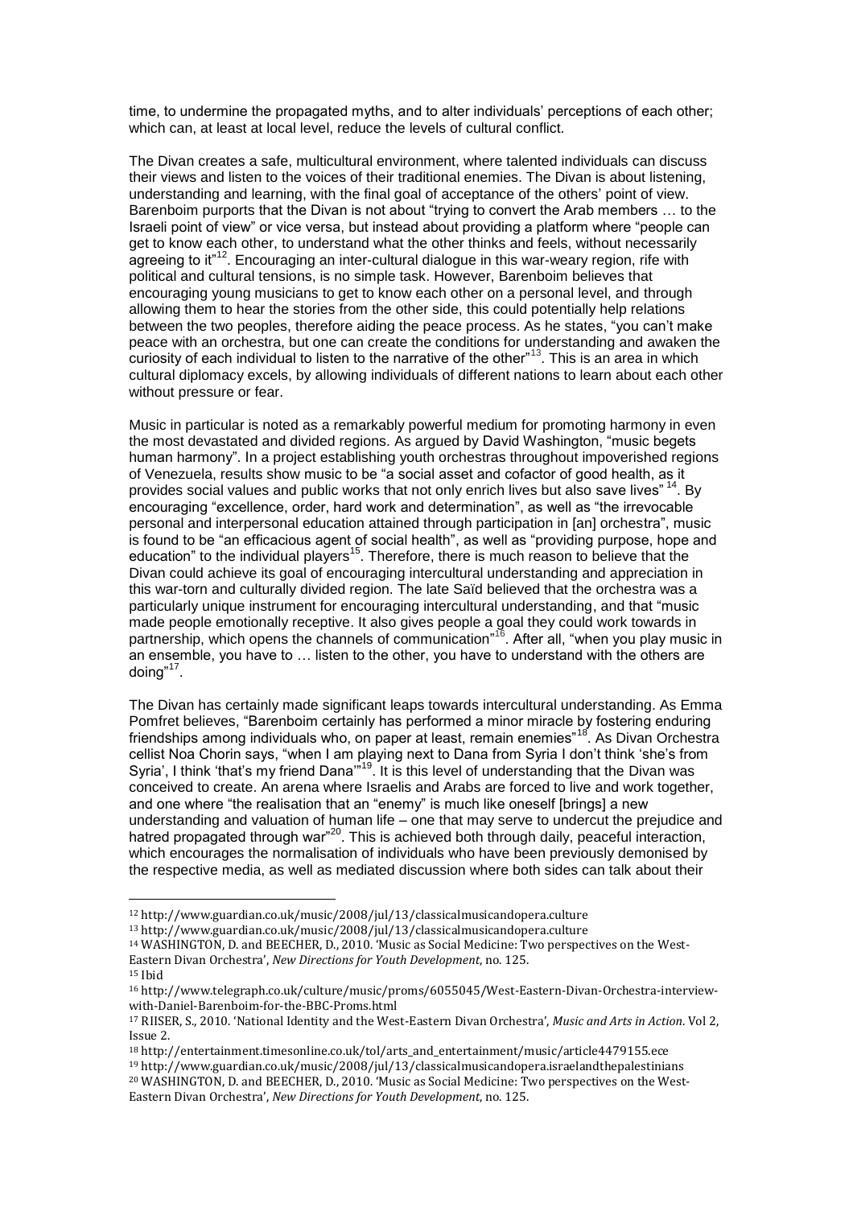time, to undermine the propagated myths, and to alter individuals' perceptions of each other; which can, at least at local level, reduce the levels of cultural conflict.

The Divan creates a safe, multicultural environment, where talented individuals can discuss their views and listen to the voices of their traditional enemies. The Divan is about listening, understanding and learning, with the final goal of acceptance of the others' point of view. Barenboim purports that the Divan is not about "trying to convert the Arab members … to the Israeli point of view" or vice versa, but instead about providing a platform where "people can get to know each other, to understand what the other thinks and feels, without necessarily agreeing to it"[12]. Encouraging an inter-cultural dialogue in this war-weary region, rife with political and cultural tensions, is no simple task. However, Barenboim believes that encouraging young musicians to get to know each other on a personal level, and through allowing them to hear the stories from the other side, this could potentially help relations between the two peoples, therefore aiding the peace process. As he states, "you can't make peace with an orchestra, but one can create the conditions for understanding and awaken the curiosity of each individual to listen to the narrative of the other"[13]. This is an area in which cultural diplomacy excels, by allowing individuals of different nations to learn about each other without pressure or fear.

Music in particular is noted as a remarkably powerful medium for promoting harmony in even the most devastated and divided regions. As argued by David Washington, "music begets human harmony". In a project establishing youth orchestras throughout impoverished regions of Venezuela, results show music to be "a social asset and cofactor of good health, as it provides social values and public works that not only enrich lives but also save lives"[14]. By encouraging "excellence, order, hard work and determination", as well as "the irrevocable personal and interpersonal education attained through participation in [an] orchestra", music is found to be "an efficacious agent of social health", as well as "providing purpose, hope and education" to the individual players[15]. Therefore, there is much reason to believe that the Divan could achieve its goal of encouraging intercultural understanding and appreciation in this war-torn and culturally divided region. The late Saïd believed that the orchestra was a particularly unique instrument for encouraging intercultural understanding, and that "music made people emotionally receptive. It also gives people a goal they could work towards in partnership, which opens the channels of communication"[16]. After all, "when you play music in an ensemble, you have to … listen to the other, you have to understand with the others are doing"[17].

The Divan has certainly made significant leaps towards intercultural understanding. As Emma Pomfret believes, "Barenboim certainly has performed a minor miracle by fostering enduring friendships among individuals who, on paper at least, remain enemies"[18]. As Divan Orchestra cellist Noa Chorin says, "when I am playing next to Dana from Syria I don't think 'she's from Syria', I think 'that's my friend Dana'"[19]. It is this level of understanding that the Divan was conceived to create. An arena where Israelis and Arabs are forced to live and work together, and one where "the realisation that an "enemy" is much like oneself [brings] a new understanding and valuation of human life – one that may serve to undercut the prejudice and hatred propagated through war"[20]. This is achieved both through daily, peaceful interaction, which encourages the normalisation of individuals who have been previously demonised by the respective media, as well as mediated discussion where both sides can talk about their

---

[12] http://www.guardian.co.uk/music/2008/jul/13/classicalmusicandopera.culture

[13] http://www.guardian.co.uk/music/2008/jul/13/classicalmusicandopera.culture

[14] WASHINGTON, D. and BEECHER, D., 2010. 'Music as Social Medicine: Two perspectives on the West-Eastern Divan Orchestra', *New Directions for Youth Development*, no. 125.

[15] Ibid

[16] http://www.telegraph.co.uk/culture/music/proms/6055045/West-Eastern-Divan-Orchestra-interview-with-Daniel-Barenboim-for-the-BBC-Proms.html

[17] RIISER, S., 2010. 'National Identity and the West-Eastern Divan Orchestra', *Music and Arts in Action*. Vol 2, Issue 2.

[18] http://entertainment.timesonline.co.uk/tol/arts_and_entertainment/music/article4479155.ece

[19] http://www.guardian.co.uk/music/2008/jul/13/classicalmusicandopera.israelandthepalestinians

[20] WASHINGTON, D. and BEECHER, D., 2010. 'Music as Social Medicine: Two perspectives on the West-Eastern Divan Orchestra', *New Directions for Youth Development*, no. 125.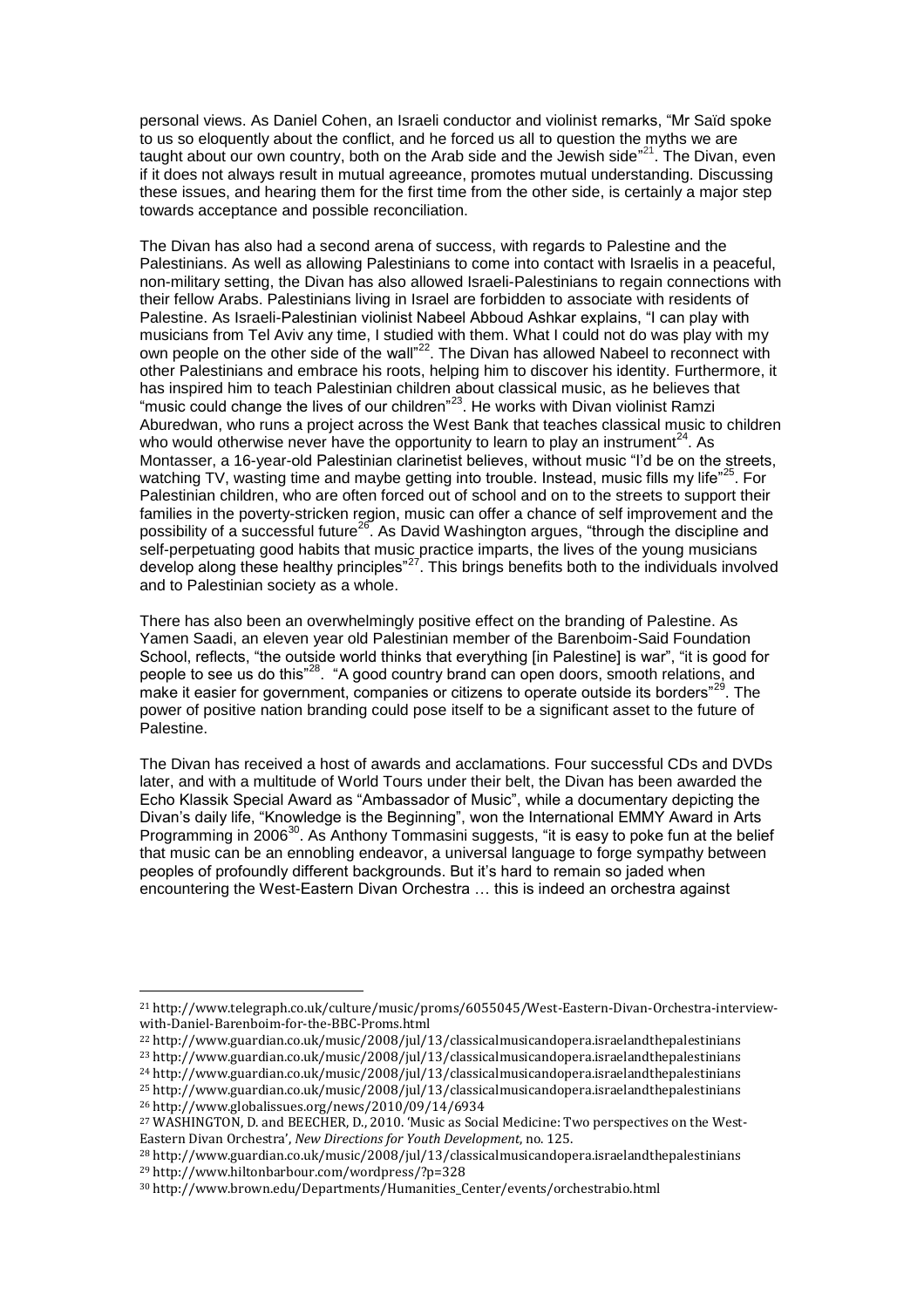personal views. As Daniel Cohen, an Israeli conductor and violinist remarks, "Mr Saïd spoke to us so eloquently about the conflict, and he forced us all to question the myths we are taught about our own country, both on the Arab side and the Jewish side"[21]. The Divan, even if it does not always result in mutual agreeance, promotes mutual understanding. Discussing these issues, and hearing them for the first time from the other side, is certainly a major step towards acceptance and possible reconciliation.

The Divan has also had a second arena of success, with regards to Palestine and the Palestinians. As well as allowing Palestinians to come into contact with Israelis in a peaceful, non-military setting, the Divan has also allowed Israeli-Palestinians to regain connections with their fellow Arabs. Palestinians living in Israel are forbidden to associate with residents of Palestine. As Israeli-Palestinian violinist Nabeel Abboud Ashkar explains, "I can play with musicians from Tel Aviv any time, I studied with them. What I could not do was play with my own people on the other side of the wall"[22]. The Divan has allowed Nabeel to reconnect with other Palestinians and embrace his roots, helping him to discover his identity. Furthermore, it has inspired him to teach Palestinian children about classical music, as he believes that "music could change the lives of our children"[23]. He works with Divan violinist Ramzi Aburedwan, who runs a project across the West Bank that teaches classical music to children who would otherwise never have the opportunity to learn to play an instrument[24]. As Montasser, a 16-year-old Palestinian clarinetist believes, without music "I'd be on the streets, watching TV, wasting time and maybe getting into trouble. Instead, music fills my life"[25]. For Palestinian children, who are often forced out of school and on to the streets to support their families in the poverty-stricken region, music can offer a chance of self improvement and the possibility of a successful future[26]. As David Washington argues, "through the discipline and self-perpetuating good habits that music practice imparts, the lives of the young musicians develop along these healthy principles"[27]. This brings benefits both to the individuals involved and to Palestinian society as a whole.

There has also been an overwhelmingly positive effect on the branding of Palestine. As Yamen Saadi, an eleven year old Palestinian member of the Barenboim-Said Foundation School, reflects, "the outside world thinks that everything [in Palestine] is war", "it is good for people to see us do this"[28]. "A good country brand can open doors, smooth relations, and make it easier for government, companies or citizens to operate outside its borders"[29]. The power of positive nation branding could pose itself to be a significant asset to the future of Palestine.

The Divan has received a host of awards and acclamations. Four successful CDs and DVDs later, and with a multitude of World Tours under their belt, the Divan has been awarded the Echo Klassik Special Award as "Ambassador of Music", while a documentary depicting the Divan's daily life, "Knowledge is the Beginning", won the International EMMY Award in Arts Programming in 2006[30]. As Anthony Tommasini suggests, "it is easy to poke fun at the belief that music can be an ennobling endeavor, a universal language to forge sympathy between peoples of profoundly different backgrounds. But it's hard to remain so jaded when encountering the West-Eastern Divan Orchestra … this is indeed an orchestra against

---

[21] http://www.telegraph.co.uk/culture/music/proms/6055045/West-Eastern-Divan-Orchestra-interview-with-Daniel-Barenboim-for-the-BBC-Proms.html

[22] http://www.guardian.co.uk/music/2008/jul/13/classicalmusicandopera.israelandthepalestinians

[23] http://www.guardian.co.uk/music/2008/jul/13/classicalmusicandopera.israelandthepalestinians

[24] http://www.guardian.co.uk/music/2008/jul/13/classicalmusicandopera.israelandthepalestinians

[25] http://www.guardian.co.uk/music/2008/jul/13/classicalmusicandopera.israelandthepalestinians

[26] http://www.globalissues.org/news/2010/09/14/6934

[27] WASHINGTON, D. and BEECHER, D., 2010. 'Music as Social Medicine: Two perspectives on the West-Eastern Divan Orchestra', *New Directions for Youth Development*, no. 125.

[28] http://www.guardian.co.uk/music/2008/jul/13/classicalmusicandopera.israelandthepalestinians

[29] http://www.hiltonbarbour.com/wordpress/?p=328

[30] http://www.brown.edu/Departments/Humanities_Center/events/orchestrabio.html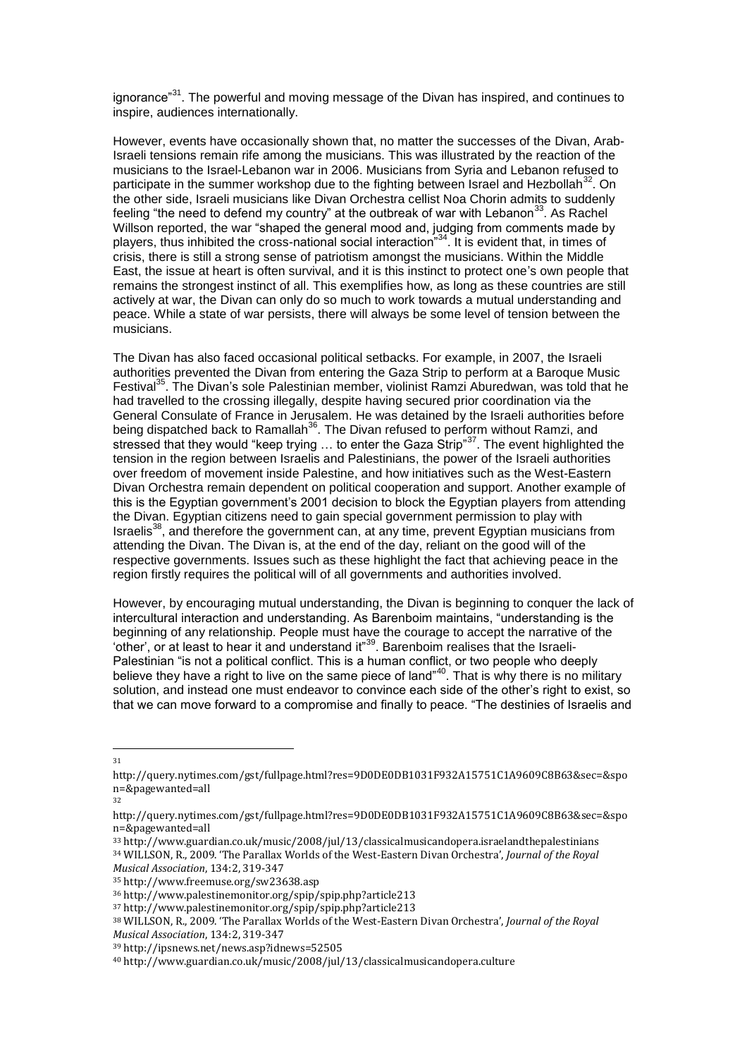ignorance"[31]. The powerful and moving message of the Divan has inspired, and continues to inspire, audiences internationally.

However, events have occasionally shown that, no matter the successes of the Divan, Arab-Israeli tensions remain rife among the musicians. This was illustrated by the reaction of the musicians to the Israel-Lebanon war in 2006. Musicians from Syria and Lebanon refused to participate in the summer workshop due to the fighting between Israel and Hezbollah[32]. On the other side, Israeli musicians like Divan Orchestra cellist Noa Chorin admits to suddenly feeling "the need to defend my country" at the outbreak of war with Lebanon[33]. As Rachel Willson reported, the war "shaped the general mood and, judging from comments made by players, thus inhibited the cross-national social interaction"[34]. It is evident that, in times of crisis, there is still a strong sense of patriotism amongst the musicians. Within the Middle East, the issue at heart is often survival, and it is this instinct to protect one's own people that remains the strongest instinct of all. This exemplifies how, as long as these countries are still actively at war, the Divan can only do so much to work towards a mutual understanding and peace. While a state of war persists, there will always be some level of tension between the musicians.

The Divan has also faced occasional political setbacks. For example, in 2007, the Israeli authorities prevented the Divan from entering the Gaza Strip to perform at a Baroque Music Festival[35]. The Divan's sole Palestinian member, violinist Ramzi Aburedwan, was told that he had travelled to the crossing illegally, despite having secured prior coordination via the General Consulate of France in Jerusalem. He was detained by the Israeli authorities before being dispatched back to Ramallah[36]. The Divan refused to perform without Ramzi, and stressed that they would "keep trying … to enter the Gaza Strip"[37]. The event highlighted the tension in the region between Israelis and Palestinians, the power of the Israeli authorities over freedom of movement inside Palestine, and how initiatives such as the West-Eastern Divan Orchestra remain dependent on political cooperation and support. Another example of this is the Egyptian government's 2001 decision to block the Egyptian players from attending the Divan. Egyptian citizens need to gain special government permission to play with Israelis[38], and therefore the government can, at any time, prevent Egyptian musicians from attending the Divan. The Divan is, at the end of the day, reliant on the good will of the respective governments. Issues such as these highlight the fact that achieving peace in the region firstly requires the political will of all governments and authorities involved.

However, by encouraging mutual understanding, the Divan is beginning to conquer the lack of intercultural interaction and understanding. As Barenboim maintains, "understanding is the beginning of any relationship. People must have the courage to accept the narrative of the 'other', or at least to hear it and understand it"[39]. Barenboim realises that the Israeli-Palestinian "is not a political conflict. This is a human conflict, or two people who deeply believe they have a right to live on the same piece of land"[40]. That is why there is no military solution, and instead one must endeavor to convince each side of the other's right to exist, so that we can move forward to a compromise and finally to peace. "The destinies of Israelis and

---

31 http://query.nytimes.com/gst/fullpage.html?res=9D0DE0DB1031F932A15751C1A9609C8B63&sec=&spon=&pagewanted=all

32 http://query.nytimes.com/gst/fullpage.html?res=9D0DE0DB1031F932A15751C1A9609C8B63&sec=&spon=&pagewanted=all

33 http://www.guardian.co.uk/music/2008/jul/13/classicalmusicandopera.israelandthepalestinians

34 WILLSON, R., 2009. 'The Parallax Worlds of the West-Eastern Divan Orchestra', *Journal of the Royal Musical Association*, 134:2, 319-347

35 http://www.freemuse.org/sw23638.asp

36 http://www.palestinemonitor.org/spip/spip.php?article213

37 http://www.palestinemonitor.org/spip/spip.php?article213

38 WILLSON, R., 2009. 'The Parallax Worlds of the West-Eastern Divan Orchestra', *Journal of the Royal Musical Association*, 134:2, 319-347

39 http://ipsnews.net/news.asp?idnews=52505

40 http://www.guardian.co.uk/music/2008/jul/13/classicalmusicandopera.culture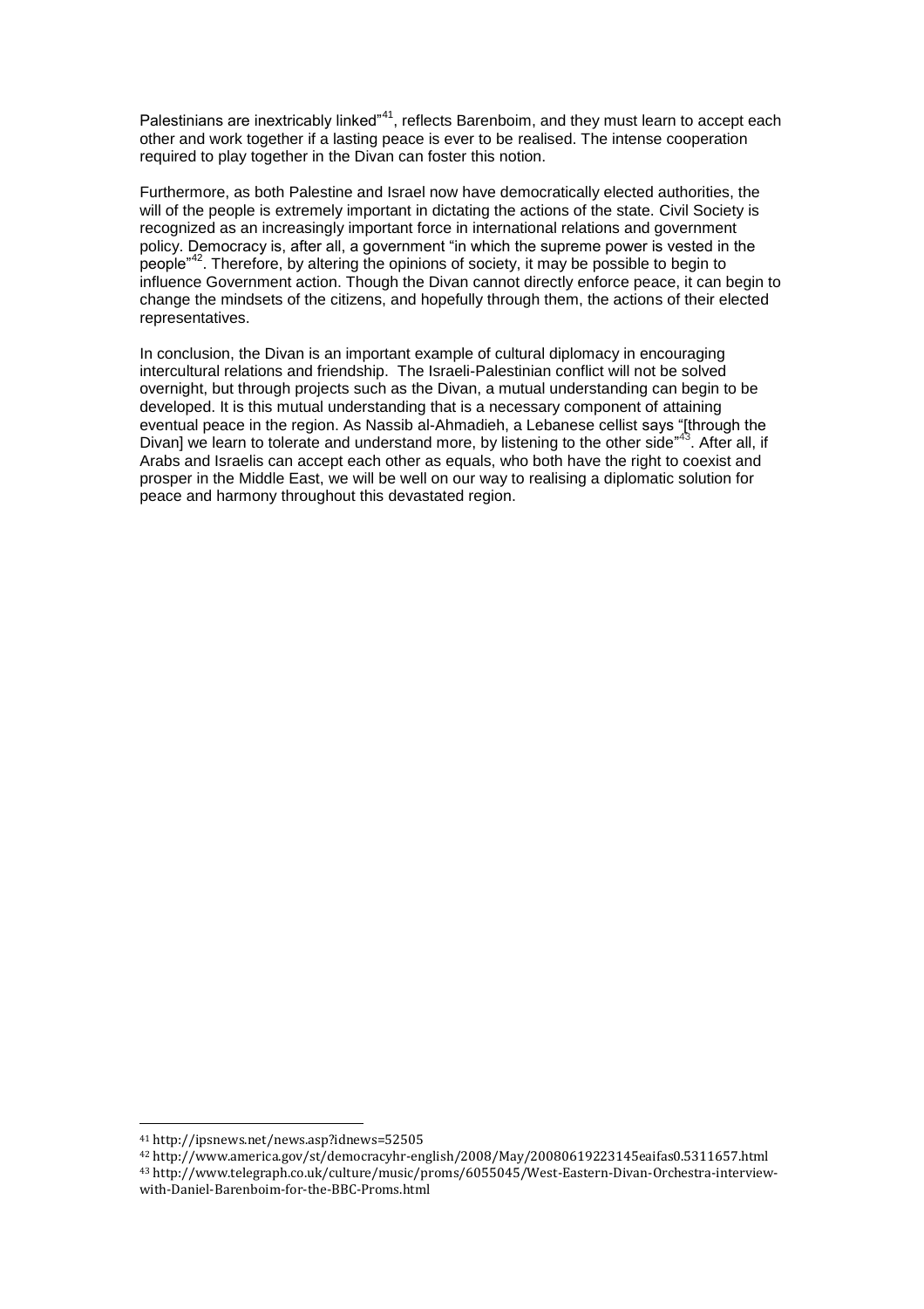Palestinians are inextricably linked"[41], reflects Barenboim, and they must learn to accept each other and work together if a lasting peace is ever to be realised. The intense cooperation required to play together in the Divan can foster this notion.

Furthermore, as both Palestine and Israel now have democratically elected authorities, the will of the people is extremely important in dictating the actions of the state. Civil Society is recognized as an increasingly important force in international relations and government policy. Democracy is, after all, a government "in which the supreme power is vested in the people"[42]. Therefore, by altering the opinions of society, it may be possible to begin to influence Government action. Though the Divan cannot directly enforce peace, it can begin to change the mindsets of the citizens, and hopefully through them, the actions of their elected representatives.

In conclusion, the Divan is an important example of cultural diplomacy in encouraging intercultural relations and friendship. The Israeli-Palestinian conflict will not be solved overnight, but through projects such as the Divan, a mutual understanding can begin to be developed. It is this mutual understanding that is a necessary component of attaining eventual peace in the region. As Nassib al-Ahmadieh, a Lebanese cellist says "[through the Divan] we learn to tolerate and understand more, by listening to the other side"[43]. After all, if Arabs and Israelis can accept each other as equals, who both have the right to coexist and prosper in the Middle East, we will be well on our way to realising a diplomatic solution for peace and harmony throughout this devastated region.

---

[41] http://ipsnews.net/news.asp?idnews=52505

[42] http://www.america.gov/st/democracyhr-english/2008/May/20080619223145eaifas0.5311657.html

[43] http://www.telegraph.co.uk/culture/music/proms/6055045/West-Eastern-Divan-Orchestra-interview-with-Daniel-Barenboim-for-the-BBC-Proms.html